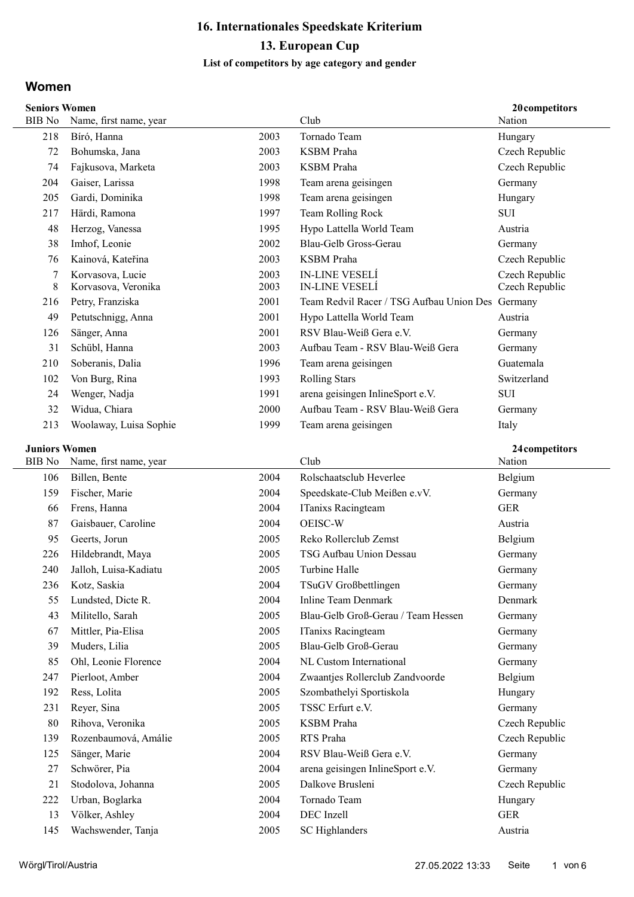# 16. Internationales Speedskate Kriterium

## 13. European Cup

### List of competitors by age category and gender

## Women

**Seniors Women** — **20 competitors**

| BIB No | Name, first name, year | | Club | Nation |
|---|---|---|---|---|
| 218 | Bíró, Hanna | 2003 | Tornado Team | Hungary |
| 72 | Bohumska, Jana | 2003 | KSBM Praha | Czech Republic |
| 74 | Fajkusova, Marketa | 2003 | KSBM Praha | Czech Republic |
| 204 | Gaiser, Larissa | 1998 | Team arena geisingen | Germany |
| 205 | Gardi, Dominika | 1998 | Team arena geisingen | Hungary |
| 217 | Härdi, Ramona | 1997 | Team Rolling Rock | SUI |
| 48 | Herzog, Vanessa | 1995 | Hypo Lattella World Team | Austria |
| 38 | Imhof, Leonie | 2002 | Blau-Gelb Gross-Gerau | Germany |
| 76 | Kainová, Kateřina | 2003 | KSBM Praha | Czech Republic |
| 7 | Korvasova, Lucie | 2003 | IN-LINE VESELÍ | Czech Republic |
| 8 | Korvasova, Veronika | 2003 | IN-LINE VESELÍ | Czech Republic |
| 216 | Petry, Franziska | 2001 | Team Redvil Racer / TSG Aufbau Union Des | Germany |
| 49 | Petutschnigg, Anna | 2001 | Hypo Lattella World Team | Austria |
| 126 | Sänger, Anna | 2001 | RSV Blau-Weiß Gera e.V. | Germany |
| 31 | Schübl, Hanna | 2003 | Aufbau Team - RSV Blau-Weiß Gera | Germany |
| 210 | Soberanis, Dalia | 1996 | Team arena geisingen | Guatemala |
| 102 | Von Burg, Rina | 1993 | Rolling Stars | Switzerland |
| 24 | Wenger, Nadja | 1991 | arena geisingen InlineSport e.V. | SUI |
| 32 | Widua, Chiara | 2000 | Aufbau Team - RSV Blau-Weiß Gera | Germany |
| 213 | Woolaway, Luisa Sophie | 1999 | Team arena geisingen | Italy |

**Juniors Women** — **24 competitors**

| BIB No | Name, first name, year | | Club | Nation |
|---|---|---|---|---|
| 106 | Billen, Bente | 2004 | Rolschaatsclub Heverlee | Belgium |
| 159 | Fischer, Marie | 2004 | Speedskate-Club Meißen e.vV. | Germany |
| 66 | Frens, Hanna | 2004 | ITanixs Racingteam | GER |
| 87 | Gaisbauer, Caroline | 2004 | OEISC-W | Austria |
| 95 | Geerts, Jorun | 2005 | Reko Rollerclub Zemst | Belgium |
| 226 | Hildebrandt, Maya | 2005 | TSG Aufbau Union Dessau | Germany |
| 240 | Jalloh, Luisa-Kadiatu | 2005 | Turbine Halle | Germany |
| 236 | Kotz, Saskia | 2004 | TSuGV Großbettlingen | Germany |
| 55 | Lundsted, Dicte R. | 2004 | Inline Team Denmark | Denmark |
| 43 | Militello, Sarah | 2005 | Blau-Gelb Groß-Gerau / Team Hessen | Germany |
| 67 | Mittler, Pia-Elisa | 2005 | ITanixs Racingteam | Germany |
| 39 | Muders, Lilia | 2005 | Blau-Gelb Groß-Gerau | Germany |
| 85 | Ohl, Leonie Florence | 2004 | NL Custom International | Germany |
| 247 | Pierloot, Amber | 2004 | Zwaantjes Rollerclub Zandvoorde | Belgium |
| 192 | Ress, Lolita | 2005 | Szombathelyi Sportiskola | Hungary |
| 231 | Reyer, Sina | 2005 | TSSC Erfurt e.V. | Germany |
| 80 | Rihova, Veronika | 2005 | KSBM Praha | Czech Republic |
| 139 | Rozenbaumová, Amálie | 2005 | RTS Praha | Czech Republic |
| 125 | Sänger, Marie | 2004 | RSV Blau-Weiß Gera e.V. | Germany |
| 27 | Schwörer, Pia | 2004 | arena geisingen InlineSport e.V. | Germany |
| 21 | Stodolova, Johanna | 2005 | Dalkove Brusleni | Czech Republic |
| 222 | Urban, Boglarka | 2004 | Tornado Team | Hungary |
| 13 | Völker, Ashley | 2004 | DEC Inzell | GER |
| 145 | Wachswender, Tanja | 2005 | SC Highlanders | Austria |

Wörgl/Tirol/Austria 27.05.2022 13:33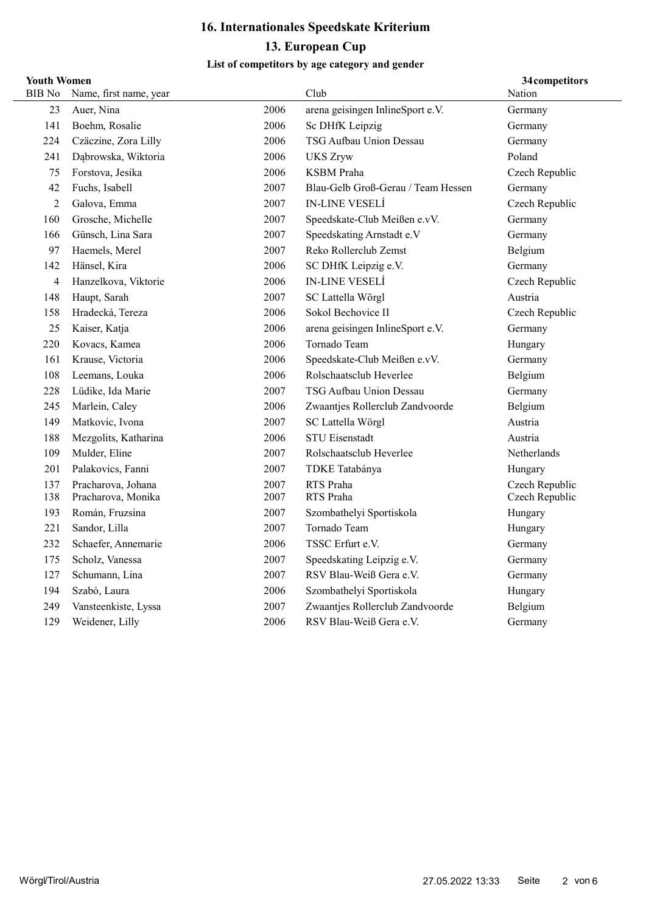# 16. Internationales Speedskate Kriterium

## 13. European Cup

### List of competitors by age category and gender

**Youth Women** — 34 competitors

| BIB No | Name, first name, year | | Club | Nation |
|---|---|---|---|---|
| 23 | Auer, Nina | 2006 | arena geisingen InlineSport e.V. | Germany |
| 141 | Boehm, Rosalie | 2006 | Sc DHfK Leipzig | Germany |
| 224 | Czäczine, Zora Lilly | 2006 | TSG Aufbau Union Dessau | Germany |
| 241 | Dąbrowska, Wiktoria | 2006 | UKS Zryw | Poland |
| 75 | Forstova, Jesika | 2006 | KSBM Praha | Czech Republic |
| 42 | Fuchs, Isabell | 2007 | Blau-Gelb Groß-Gerau / Team Hessen | Germany |
| 2 | Galova, Emma | 2007 | IN-LINE VESELÍ | Czech Republic |
| 160 | Grosche, Michelle | 2007 | Speedskate-Club Meißen e.vV. | Germany |
| 166 | Günsch, Lina Sara | 2007 | Speedskating Arnstadt e.V | Germany |
| 97 | Haemels, Merel | 2007 | Reko Rollerclub Zemst | Belgium |
| 142 | Hänsel, Kira | 2006 | SC DHfK Leipzig e.V. | Germany |
| 4 | Hanzelkova, Viktorie | 2006 | IN-LINE VESELÍ | Czech Republic |
| 148 | Haupt, Sarah | 2007 | SC Lattella Wörgl | Austria |
| 158 | Hradecká, Tereza | 2006 | Sokol Bechovice II | Czech Republic |
| 25 | Kaiser, Katja | 2006 | arena geisingen InlineSport e.V. | Germany |
| 220 | Kovacs, Kamea | 2006 | Tornado Team | Hungary |
| 161 | Krause, Victoria | 2006 | Speedskate-Club Meißen e.vV. | Germany |
| 108 | Leemans, Louka | 2006 | Rolschaatsclub Heverlee | Belgium |
| 228 | Lüdike, Ida Marie | 2007 | TSG Aufbau Union Dessau | Germany |
| 245 | Marlein, Caley | 2006 | Zwaantjes Rollerclub Zandvoorde | Belgium |
| 149 | Matkovic, Ivona | 2007 | SC Lattella Wörgl | Austria |
| 188 | Mezgolits, Katharina | 2006 | STU Eisenstadt | Austria |
| 109 | Mulder, Eline | 2007 | Rolschaatsclub Heverlee | Netherlands |
| 201 | Palakovics, Fanni | 2007 | TDKE Tatabánya | Hungary |
| 137 | Pracharova, Johana | 2007 | RTS Praha | Czech Republic |
| 138 | Pracharova, Monika | 2007 | RTS Praha | Czech Republic |
| 193 | Román, Fruzsina | 2007 | Szombathelyi Sportiskola | Hungary |
| 221 | Sandor, Lilla | 2007 | Tornado Team | Hungary |
| 232 | Schaefer, Annemarie | 2006 | TSSC Erfurt e.V. | Germany |
| 175 | Scholz, Vanessa | 2007 | Speedskating Leipzig e.V. | Germany |
| 127 | Schumann, Lina | 2007 | RSV Blau-Weiß Gera e.V. | Germany |
| 194 | Szabó, Laura | 2006 | Szombathelyi Sportiskola | Hungary |
| 249 | Vansteenkiste, Lyssa | 2007 | Zwaantjes Rollerclub Zandvoorde | Belgium |
| 129 | Weidener, Lilly | 2006 | RSV Blau-Weiß Gera e.V. | Germany |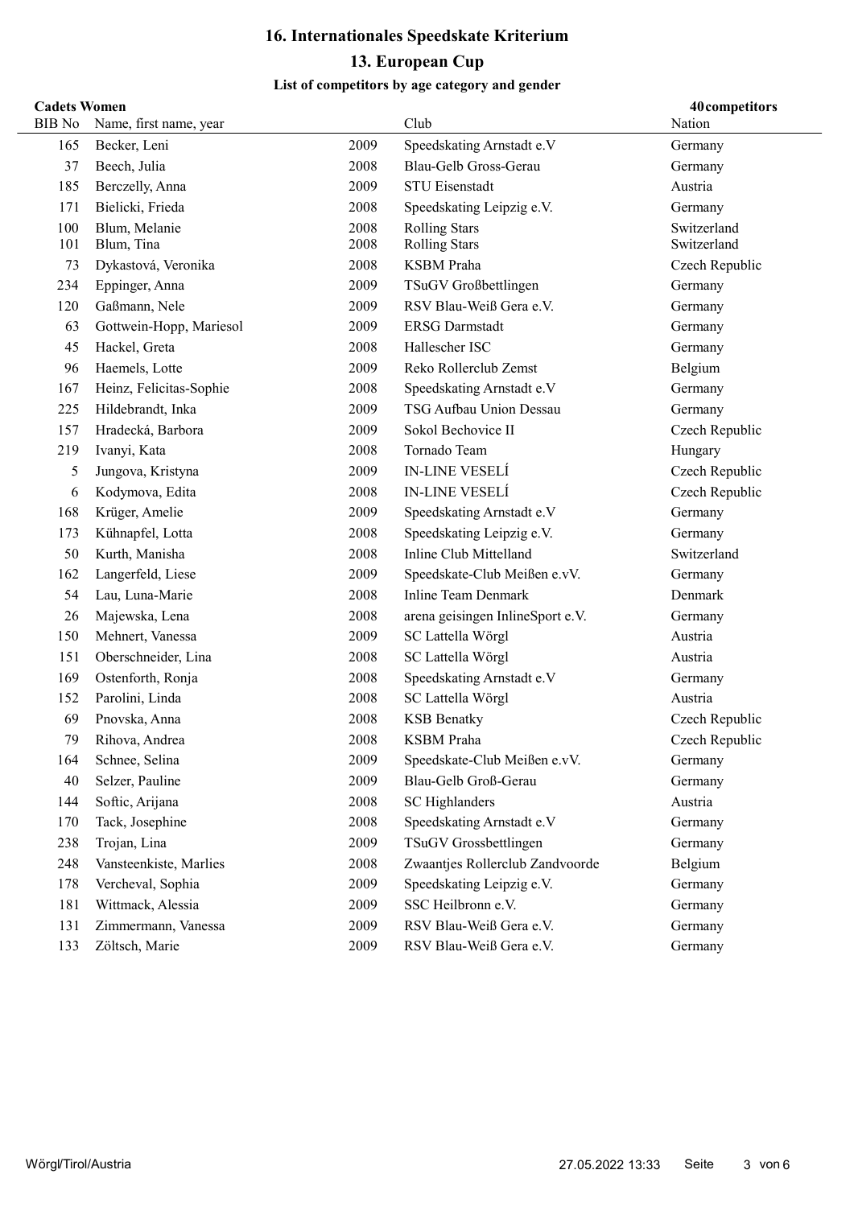# 16. Internationales Speedskate Kriterium

## 13. European Cup

### List of competitors by age category and gender

**Cadets Women** — **40 competitors**

| BIB No | Name, first name, year | | Club | Nation |
|---|---|---|---|---|
| 165 | Becker, Leni | 2009 | Speedskating Arnstadt e.V | Germany |
| 37 | Beech, Julia | 2008 | Blau-Gelb Gross-Gerau | Germany |
| 185 | Berczelly, Anna | 2009 | STU Eisenstadt | Austria |
| 171 | Bielicki, Frieda | 2008 | Speedskating Leipzig e.V. | Germany |
| 100 | Blum, Melanie | 2008 | Rolling Stars | Switzerland |
| 101 | Blum, Tina | 2008 | Rolling Stars | Switzerland |
| 73 | Dykastová, Veronika | 2008 | KSBM Praha | Czech Republic |
| 234 | Eppinger, Anna | 2009 | TSuGV Großbettlingen | Germany |
| 120 | Gaßmann, Nele | 2009 | RSV Blau-Weiß Gera e.V. | Germany |
| 63 | Gottwein-Hopp, Mariesol | 2009 | ERSG Darmstadt | Germany |
| 45 | Hackel, Greta | 2008 | Hallescher ISC | Germany |
| 96 | Haemels, Lotte | 2009 | Reko Rollerclub Zemst | Belgium |
| 167 | Heinz, Felicitas-Sophie | 2008 | Speedskating Arnstadt e.V | Germany |
| 225 | Hildebrandt, Inka | 2009 | TSG Aufbau Union Dessau | Germany |
| 157 | Hradecká, Barbora | 2009 | Sokol Bechovice II | Czech Republic |
| 219 | Ivanyi, Kata | 2008 | Tornado Team | Hungary |
| 5 | Jungova, Kristyna | 2009 | IN-LINE VESELÍ | Czech Republic |
| 6 | Kodymova, Edita | 2008 | IN-LINE VESELÍ | Czech Republic |
| 168 | Krüger, Amelie | 2009 | Speedskating Arnstadt e.V | Germany |
| 173 | Kühnapfel, Lotta | 2008 | Speedskating Leipzig e.V. | Germany |
| 50 | Kurth, Manisha | 2008 | Inline Club Mittelland | Switzerland |
| 162 | Langerfeld, Liese | 2009 | Speedskate-Club Meißen e.vV. | Germany |
| 54 | Lau, Luna-Marie | 2008 | Inline Team Denmark | Denmark |
| 26 | Majewska, Lena | 2008 | arena geisingen InlineSport e.V. | Germany |
| 150 | Mehnert, Vanessa | 2009 | SC Lattella Wörgl | Austria |
| 151 | Oberschneider, Lina | 2008 | SC Lattella Wörgl | Austria |
| 169 | Ostenforth, Ronja | 2008 | Speedskating Arnstadt e.V | Germany |
| 152 | Parolini, Linda | 2008 | SC Lattella Wörgl | Austria |
| 69 | Pnovska, Anna | 2008 | KSB Benatky | Czech Republic |
| 79 | Rihova, Andrea | 2008 | KSBM Praha | Czech Republic |
| 164 | Schnee, Selina | 2009 | Speedskate-Club Meißen e.vV. | Germany |
| 40 | Selzer, Pauline | 2009 | Blau-Gelb Groß-Gerau | Germany |
| 144 | Softic, Arijana | 2008 | SC Highlanders | Austria |
| 170 | Tack, Josephine | 2008 | Speedskating Arnstadt e.V | Germany |
| 238 | Trojan, Lina | 2009 | TSuGV Grossbettlingen | Germany |
| 248 | Vansteenkiste, Marlies | 2008 | Zwaantjes Rollerclub Zandvoorde | Belgium |
| 178 | Vercheval, Sophia | 2009 | Speedskating Leipzig e.V. | Germany |
| 181 | Wittmack, Alessia | 2009 | SSC Heilbronn e.V. | Germany |
| 131 | Zimmermann, Vanessa | 2009 | RSV Blau-Weiß Gera e.V. | Germany |
| 133 | Zöltsch, Marie | 2009 | RSV Blau-Weiß Gera e.V. | Germany |

Wörgl/Tirol/Austria 27.05.2022 13:33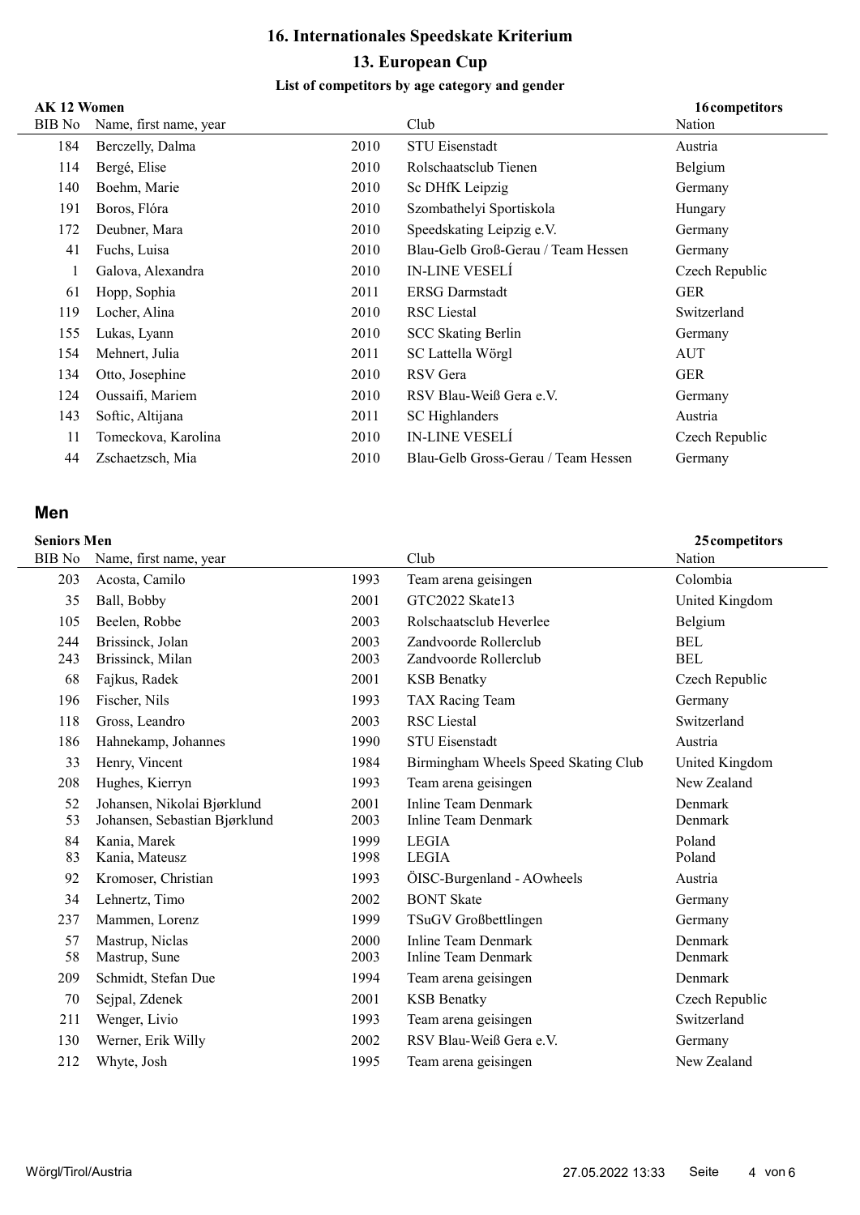# 16. Internationales Speedskate Kriterium

## 13. European Cup

### List of competitors by age category and gender

**AK 12 Women** — 16 competitors

| BIB No | Name, first name, year | | Club | Nation |
|---|---|---|---|---|
| 184 | Berczelly, Dalma | 2010 | STU Eisenstadt | Austria |
| 114 | Bergé, Elise | 2010 | Rolschaatsclub Tienen | Belgium |
| 140 | Boehm, Marie | 2010 | Sc DHfK Leipzig | Germany |
| 191 | Boros, Flóra | 2010 | Szombathelyi Sportiskola | Hungary |
| 172 | Deubner, Mara | 2010 | Speedskating Leipzig e.V. | Germany |
| 41 | Fuchs, Luisa | 2010 | Blau-Gelb Groß-Gerau / Team Hessen | Germany |
| 1 | Galova, Alexandra | 2010 | IN-LINE VESELÍ | Czech Republic |
| 61 | Hopp, Sophia | 2011 | ERSG Darmstadt | GER |
| 119 | Locher, Alina | 2010 | RSC Liestal | Switzerland |
| 155 | Lukas, Lyann | 2010 | SCC Skating Berlin | Germany |
| 154 | Mehnert, Julia | 2011 | SC Lattella Wörgl | AUT |
| 134 | Otto, Josephine | 2010 | RSV Gera | GER |
| 124 | Oussaifi, Mariem | 2010 | RSV Blau-Weiß Gera e.V. | Germany |
| 143 | Softic, Altijana | 2011 | SC Highlanders | Austria |
| 11 | Tomeckova, Karolina | 2010 | IN-LINE VESELÍ | Czech Republic |
| 44 | Zschaetzsch, Mia | 2010 | Blau-Gelb Gross-Gerau / Team Hessen | Germany |

## Men

**Seniors Men** — 25 competitors

| BIB No | Name, first name, year | | Club | Nation |
|---|---|---|---|---|
| 203 | Acosta, Camilo | 1993 | Team arena geisingen | Colombia |
| 35 | Ball, Bobby | 2001 | GTC2022 Skate13 | United Kingdom |
| 105 | Beelen, Robbe | 2003 | Rolschaatsclub Heverlee | Belgium |
| 244 | Brissinck, Jolan | 2003 | Zandvoorde Rollerclub | BEL |
| 243 | Brissinck, Milan | 2003 | Zandvoorde Rollerclub | BEL |
| 68 | Fajkus, Radek | 2001 | KSB Benatky | Czech Republic |
| 196 | Fischer, Nils | 1993 | TAX Racing Team | Germany |
| 118 | Gross, Leandro | 2003 | RSC Liestal | Switzerland |
| 186 | Hahnekamp, Johannes | 1990 | STU Eisenstadt | Austria |
| 33 | Henry, Vincent | 1984 | Birmingham Wheels Speed Skating Club | United Kingdom |
| 208 | Hughes, Kierryn | 1993 | Team arena geisingen | New Zealand |
| 52 | Johansen, Nikolai Bjørklund | 2001 | Inline Team Denmark | Denmark |
| 53 | Johansen, Sebastian Bjørklund | 2003 | Inline Team Denmark | Denmark |
| 84 | Kania, Marek | 1999 | LEGIA | Poland |
| 83 | Kania, Mateusz | 1998 | LEGIA | Poland |
| 92 | Kromoser, Christian | 1993 | ÖISC-Burgenland - AOwheels | Austria |
| 34 | Lehnertz, Timo | 2002 | BONT Skate | Germany |
| 237 | Mammen, Lorenz | 1999 | TSuGV Großbettlingen | Germany |
| 57 | Mastrup, Niclas | 2000 | Inline Team Denmark | Denmark |
| 58 | Mastrup, Sune | 2003 | Inline Team Denmark | Denmark |
| 209 | Schmidt, Stefan Due | 1994 | Team arena geisingen | Denmark |
| 70 | Sejpal, Zdenek | 2001 | KSB Benatky | Czech Republic |
| 211 | Wenger, Livio | 1993 | Team arena geisingen | Switzerland |
| 130 | Werner, Erik Willy | 2002 | RSV Blau-Weiß Gera e.V. | Germany |
| 212 | Whyte, Josh | 1995 | Team arena geisingen | New Zealand |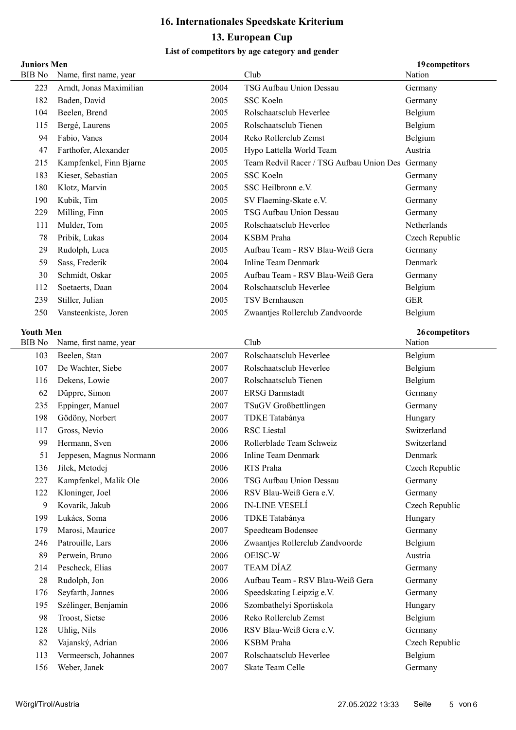# 16. Internationales Speedskate Kriterium

## 13. European Cup

### List of competitors by age category and gender

**Juniors Men** — 19 competitors

| BIB No | Name, first name, year | | Club | Nation |
|---|---|---|---|---|
| 223 | Arndt, Jonas Maximilian | 2004 | TSG Aufbau Union Dessau | Germany |
| 182 | Baden, David | 2005 | SSC Koeln | Germany |
| 104 | Beelen, Brend | 2005 | Rolschaatsclub Heverlee | Belgium |
| 115 | Bergé, Laurens | 2005 | Rolschaatsclub Tienen | Belgium |
| 94 | Fabio, Vanes | 2004 | Reko Rollerclub Zemst | Belgium |
| 47 | Farthofer, Alexander | 2005 | Hypo Lattella World Team | Austria |
| 215 | Kampfenkel, Finn Bjarne | 2005 | Team Redvil Racer / TSG Aufbau Union Des | Germany |
| 183 | Kieser, Sebastian | 2005 | SSC Koeln | Germany |
| 180 | Klotz, Marvin | 2005 | SSC Heilbronn e.V. | Germany |
| 190 | Kubik, Tim | 2005 | SV Flaeming-Skate e.V. | Germany |
| 229 | Milling, Finn | 2005 | TSG Aufbau Union Dessau | Germany |
| 111 | Mulder, Tom | 2005 | Rolschaatsclub Heverlee | Netherlands |
| 78 | Pribik, Lukas | 2004 | KSBM Praha | Czech Republic |
| 29 | Rudolph, Luca | 2005 | Aufbau Team - RSV Blau-Weiß Gera | Germany |
| 59 | Sass, Frederik | 2004 | Inline Team Denmark | Denmark |
| 30 | Schmidt, Oskar | 2005 | Aufbau Team - RSV Blau-Weiß Gera | Germany |
| 112 | Soetaerts, Daan | 2004 | Rolschaatsclub Heverlee | Belgium |
| 239 | Stiller, Julian | 2005 | TSV Bernhausen | GER |
| 250 | Vansteenkiste, Joren | 2005 | Zwaantjes Rollerclub Zandvoorde | Belgium |

**Youth Men** — 26 competitors

| BIB No | Name, first name, year | | Club | Nation |
|---|---|---|---|---|
| 103 | Beelen, Stan | 2007 | Rolschaatsclub Heverlee | Belgium |
| 107 | De Wachter, Siebe | 2007 | Rolschaatsclub Heverlee | Belgium |
| 116 | Dekens, Lowie | 2007 | Rolschaatsclub Tienen | Belgium |
| 62 | Düppre, Simon | 2007 | ERSG Darmstadt | Germany |
| 235 | Eppinger, Manuel | 2007 | TSuGV Großbettlingen | Germany |
| 198 | Gödöny, Norbert | 2007 | TDKE Tatabánya | Hungary |
| 117 | Gross, Nevio | 2006 | RSC Liestal | Switzerland |
| 99 | Hermann, Sven | 2006 | Rollerblade Team Schweiz | Switzerland |
| 51 | Jeppesen, Magnus Normann | 2006 | Inline Team Denmark | Denmark |
| 136 | Jilek, Metodej | 2006 | RTS Praha | Czech Republic |
| 227 | Kampfenkel, Malik Ole | 2006 | TSG Aufbau Union Dessau | Germany |
| 122 | Kloninger, Joel | 2006 | RSV Blau-Weiß Gera e.V. | Germany |
| 9 | Kovarik, Jakub | 2006 | IN-LINE VESELÍ | Czech Republic |
| 199 | Lukács, Soma | 2006 | TDKE Tatabánya | Hungary |
| 179 | Marosi, Maurice | 2007 | Speedteam Bodensee | Germany |
| 246 | Patrouille, Lars | 2006 | Zwaantjes Rollerclub Zandvoorde | Belgium |
| 89 | Perwein, Bruno | 2006 | OEISC-W | Austria |
| 214 | Pescheck, Elias | 2007 | TEAM DÍAZ | Germany |
| 28 | Rudolph, Jon | 2006 | Aufbau Team - RSV Blau-Weiß Gera | Germany |
| 176 | Seyfarth, Jannes | 2006 | Speedskating Leipzig e.V. | Germany |
| 195 | Szélinger, Benjamin | 2006 | Szombathelyi Sportiskola | Hungary |
| 98 | Troost, Sietse | 2006 | Reko Rollerclub Zemst | Belgium |
| 128 | Uhlig, Nils | 2006 | RSV Blau-Weiß Gera e.V. | Germany |
| 82 | Vajanský, Adrian | 2006 | KSBM Praha | Czech Republic |
| 113 | Vermeersch, Johannes | 2007 | Rolschaatsclub Heverlee | Belgium |
| 156 | Weber, Janek | 2007 | Skate Team Celle | Germany |

Wörgl/Tirol/Austria 27.05.2022 13:33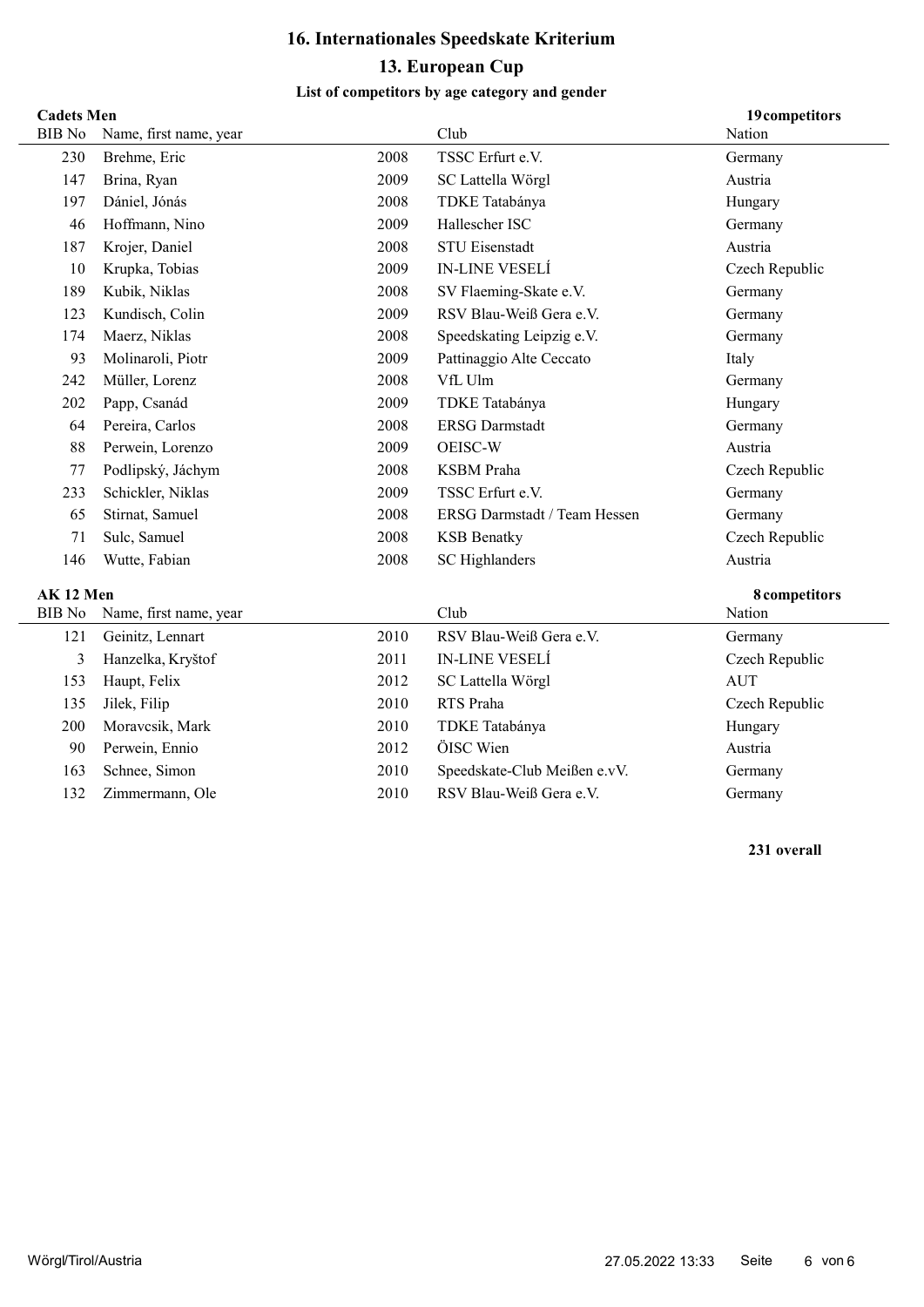# 16. Internationales Speedskate Kriterium

## 13. European Cup

### List of competitors by age category and gender

**Cadets Men** — 19 competitors

| BIB No | Name, first name, year | | Club | Nation |
|---|---|---|---|---|
| 230 | Brehme, Eric | 2008 | TSSC Erfurt e.V. | Germany |
| 147 | Brina, Ryan | 2009 | SC Lattella Wörgl | Austria |
| 197 | Dániel, Jónás | 2008 | TDKE Tatabánya | Hungary |
| 46 | Hoffmann, Nino | 2009 | Hallescher ISC | Germany |
| 187 | Krojer, Daniel | 2008 | STU Eisenstadt | Austria |
| 10 | Krupka, Tobias | 2009 | IN-LINE VESELÍ | Czech Republic |
| 189 | Kubik, Niklas | 2008 | SV Flaeming-Skate e.V. | Germany |
| 123 | Kundisch, Colin | 2009 | RSV Blau-Weiß Gera e.V. | Germany |
| 174 | Maerz, Niklas | 2008 | Speedskating Leipzig e.V. | Germany |
| 93 | Molinaroli, Piotr | 2009 | Pattinaggio Alte Ceccato | Italy |
| 242 | Müller, Lorenz | 2008 | VfL Ulm | Germany |
| 202 | Papp, Csanád | 2009 | TDKE Tatabánya | Hungary |
| 64 | Pereira, Carlos | 2008 | ERSG Darmstadt | Germany |
| 88 | Perwein, Lorenzo | 2009 | OEISC-W | Austria |
| 77 | Podlipský, Jáchym | 2008 | KSBM Praha | Czech Republic |
| 233 | Schickler, Niklas | 2009 | TSSC Erfurt e.V. | Germany |
| 65 | Stirnat, Samuel | 2008 | ERSG Darmstadt / Team Hessen | Germany |
| 71 | Sulc, Samuel | 2008 | KSB Benatky | Czech Republic |
| 146 | Wutte, Fabian | 2008 | SC Highlanders | Austria |

**AK 12 Men** — 8 competitors

| BIB No | Name, first name, year | | Club | Nation |
|---|---|---|---|---|
| 121 | Geinitz, Lennart | 2010 | RSV Blau-Weiß Gera e.V. | Germany |
| 3 | Hanzelka, Kryštof | 2011 | IN-LINE VESELÍ | Czech Republic |
| 153 | Haupt, Felix | 2012 | SC Lattella Wörgl | AUT |
| 135 | Jilek, Filip | 2010 | RTS Praha | Czech Republic |
| 200 | Moravcsik, Mark | 2010 | TDKE Tatabánya | Hungary |
| 90 | Perwein, Ennio | 2012 | ÖISC Wien | Austria |
| 163 | Schnee, Simon | 2010 | Speedskate-Club Meißen e.vV. | Germany |
| 132 | Zimmermann, Ole | 2010 | RSV Blau-Weiß Gera e.V. | Germany |

**231 overall**

Wörgl/Tirol/Austria 27.05.2022 13:33